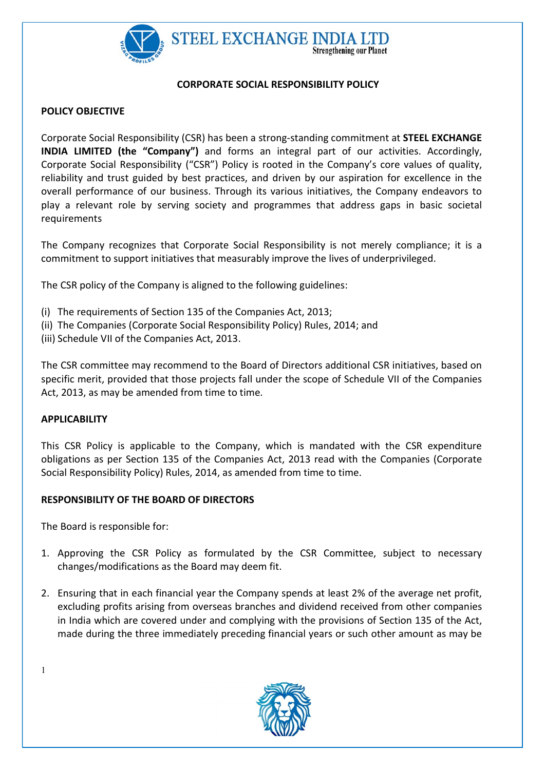# CORPORATE SOCIAL RESPONSIBILITY POLICY

## POLICY OBJECTIVE

Corporate Social Responsibility (CSR) has been a strong-standing commitment at **STEEL EXCHANGE INDIA LIMITED (the "Company")** and forms an integral part of our activities. Accordingly, Corporate Social Responsibility ("CSR") Policy is rooted in the Company's core values of quality, reliability and trust guided by best practices, and driven by our aspiration for excellence in the overall performance of our business. Through its various initiatives, the Company endeavors to play a relevant role by serving society and programmes that address gaps in basic societal requirements

The Company recognizes that Corporate Social Responsibility is not merely compliance; it is a commitment to support initiatives that measurably improve the lives of underprivileged.

The CSR policy of the Company is aligned to the following guidelines:

(i) The requirements of Section 135 of the Companies Act, 2013;
(ii) The Companies (Corporate Social Responsibility Policy) Rules, 2014; and
(iii) Schedule VII of the Companies Act, 2013.

The CSR committee may recommend to the Board of Directors additional CSR initiatives, based on specific merit, provided that those projects fall under the scope of Schedule VII of the Companies Act, 2013, as may be amended from time to time.

## APPLICABILITY

This CSR Policy is applicable to the Company, which is mandated with the CSR expenditure obligations as per Section 135 of the Companies Act, 2013 read with the Companies (Corporate Social Responsibility Policy) Rules, 2014, as amended from time to time.

## RESPONSIBILITY OF THE BOARD OF DIRECTORS

The Board is responsible for:

1. Approving the CSR Policy as formulated by the CSR Committee, subject to necessary changes/modifications as the Board may deem fit.

2. Ensuring that in each financial year the Company spends at least 2% of the average net profit, excluding profits arising from overseas branches and dividend received from other companies in India which are covered under and complying with the provisions of Section 135 of the Act, made during the three immediately preceding financial years or such other amount as may be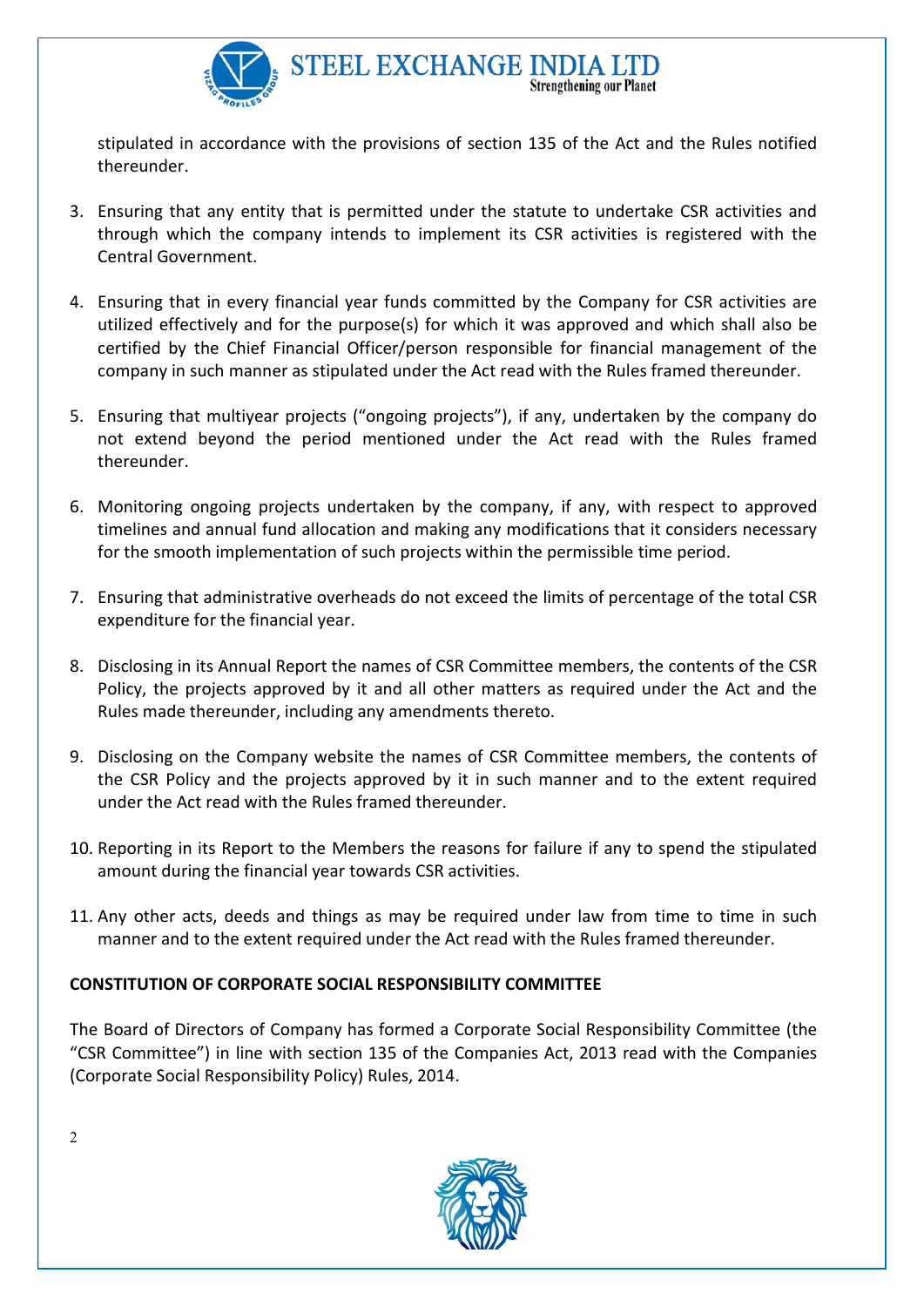stipulated in accordance with the provisions of section 135 of the Act and the Rules notified thereunder.

3. Ensuring that any entity that is permitted under the statute to undertake CSR activities and through which the company intends to implement its CSR activities is registered with the Central Government.

4. Ensuring that in every financial year funds committed by the Company for CSR activities are utilized effectively and for the purpose(s) for which it was approved and which shall also be certified by the Chief Financial Officer/person responsible for financial management of the company in such manner as stipulated under the Act read with the Rules framed thereunder.

5. Ensuring that multiyear projects ("ongoing projects"), if any, undertaken by the company do not extend beyond the period mentioned under the Act read with the Rules framed thereunder.

6. Monitoring ongoing projects undertaken by the company, if any, with respect to approved timelines and annual fund allocation and making any modifications that it considers necessary for the smooth implementation of such projects within the permissible time period.

7. Ensuring that administrative overheads do not exceed the limits of percentage of the total CSR expenditure for the financial year.

8. Disclosing in its Annual Report the names of CSR Committee members, the contents of the CSR Policy, the projects approved by it and all other matters as required under the Act and the Rules made thereunder, including any amendments thereto.

9. Disclosing on the Company website the names of CSR Committee members, the contents of the CSR Policy and the projects approved by it in such manner and to the extent required under the Act read with the Rules framed thereunder.

10. Reporting in its Report to the Members the reasons for failure if any to spend the stipulated amount during the financial year towards CSR activities.

11. Any other acts, deeds and things as may be required under law from time to time in such manner and to the extent required under the Act read with the Rules framed thereunder.

**CONSTITUTION OF CORPORATE SOCIAL RESPONSIBILITY COMMITTEE**

The Board of Directors of Company has formed a Corporate Social Responsibility Committee (the "CSR Committee") in line with section 135 of the Companies Act, 2013 read with the Companies (Corporate Social Responsibility Policy) Rules, 2014.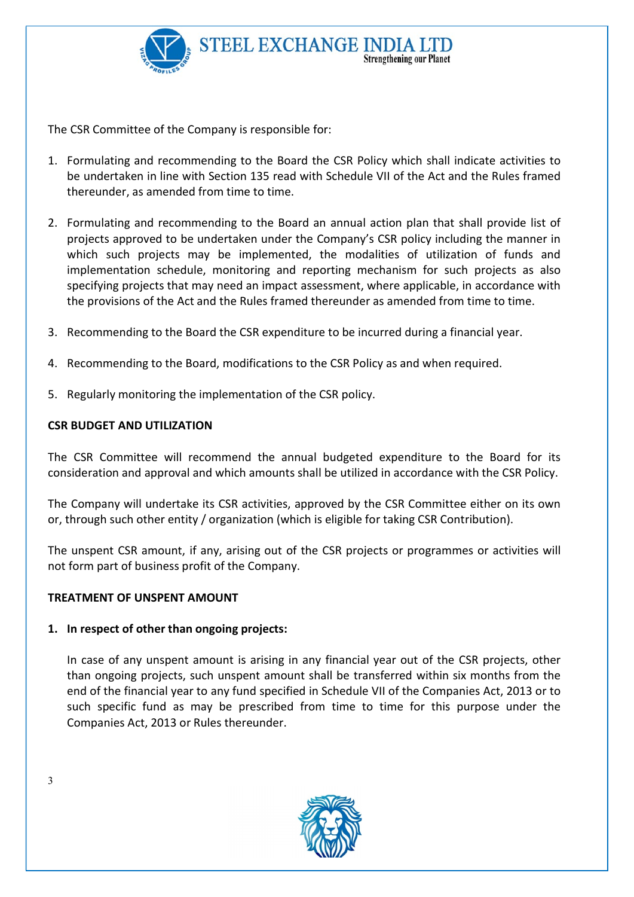The CSR Committee of the Company is responsible for:

1. Formulating and recommending to the Board the CSR Policy which shall indicate activities to be undertaken in line with Section 135 read with Schedule VII of the Act and the Rules framed thereunder, as amended from time to time.

2. Formulating and recommending to the Board an annual action plan that shall provide list of projects approved to be undertaken under the Company's CSR policy including the manner in which such projects may be implemented, the modalities of utilization of funds and implementation schedule, monitoring and reporting mechanism for such projects as also specifying projects that may need an impact assessment, where applicable, in accordance with the provisions of the Act and the Rules framed thereunder as amended from time to time.

3. Recommending to the Board the CSR expenditure to be incurred during a financial year.

4. Recommending to the Board, modifications to the CSR Policy as and when required.

5. Regularly monitoring the implementation of the CSR policy.

**CSR BUDGET AND UTILIZATION**

The CSR Committee will recommend the annual budgeted expenditure to the Board for its consideration and approval and which amounts shall be utilized in accordance with the CSR Policy.

The Company will undertake its CSR activities, approved by the CSR Committee either on its own or, through such other entity / organization (which is eligible for taking CSR Contribution).

The unspent CSR amount, if any, arising out of the CSR projects or programmes or activities will not form part of business profit of the Company.

**TREATMENT OF UNSPENT AMOUNT**

1. **In respect of other than ongoing projects:**

   In case of any unspent amount is arising in any financial year out of the CSR projects, other than ongoing projects, such unspent amount shall be transferred within six months from the end of the financial year to any fund specified in Schedule VII of the Companies Act, 2013 or to such specific fund as may be prescribed from time to time for this purpose under the Companies Act, 2013 or Rules thereunder.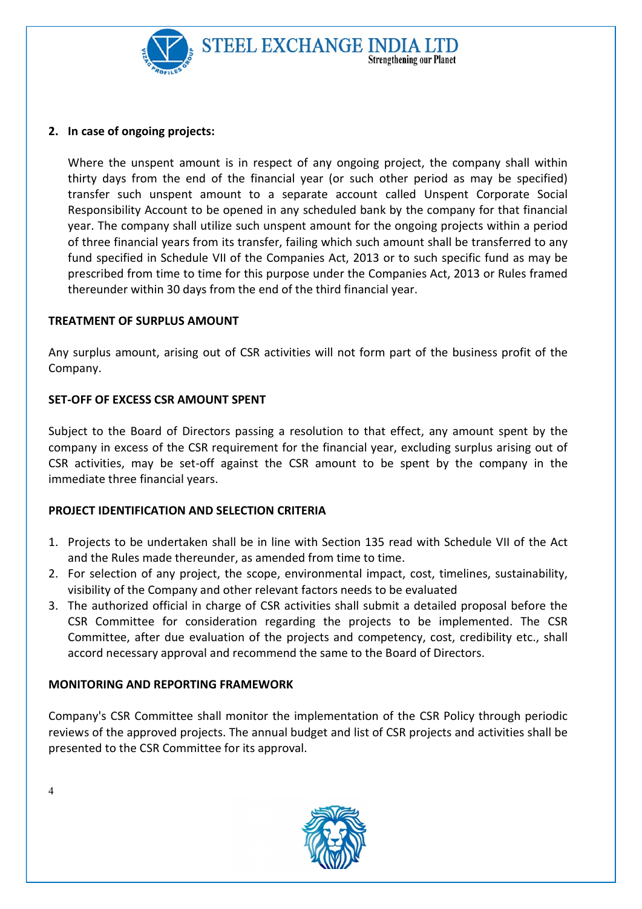2. **In case of ongoing projects:**

   Where the unspent amount is in respect of any ongoing project, the company shall within thirty days from the end of the financial year (or such other period as may be specified) transfer such unspent amount to a separate account called Unspent Corporate Social Responsibility Account to be opened in any scheduled bank by the company for that financial year. The company shall utilize such unspent amount for the ongoing projects within a period of three financial years from its transfer, failing which such amount shall be transferred to any fund specified in Schedule VII of the Companies Act, 2013 or to such specific fund as may be prescribed from time to time for this purpose under the Companies Act, 2013 or Rules framed thereunder within 30 days from the end of the third financial year.

**TREATMENT OF SURPLUS AMOUNT**

Any surplus amount, arising out of CSR activities will not form part of the business profit of the Company.

**SET-OFF OF EXCESS CSR AMOUNT SPENT**

Subject to the Board of Directors passing a resolution to that effect, any amount spent by the company in excess of the CSR requirement for the financial year, excluding surplus arising out of CSR activities, may be set-off against the CSR amount to be spent by the company in the immediate three financial years.

**PROJECT IDENTIFICATION AND SELECTION CRITERIA**

1. Projects to be undertaken shall be in line with Section 135 read with Schedule VII of the Act and the Rules made thereunder, as amended from time to time.
2. For selection of any project, the scope, environmental impact, cost, timelines, sustainability, visibility of the Company and other relevant factors needs to be evaluated
3. The authorized official in charge of CSR activities shall submit a detailed proposal before the CSR Committee for consideration regarding the projects to be implemented. The CSR Committee, after due evaluation of the projects and competency, cost, credibility etc., shall accord necessary approval and recommend the same to the Board of Directors.

**MONITORING AND REPORTING FRAMEWORK**

Company's CSR Committee shall monitor the implementation of the CSR Policy through periodic reviews of the approved projects. The annual budget and list of CSR projects and activities shall be presented to the CSR Committee for its approval.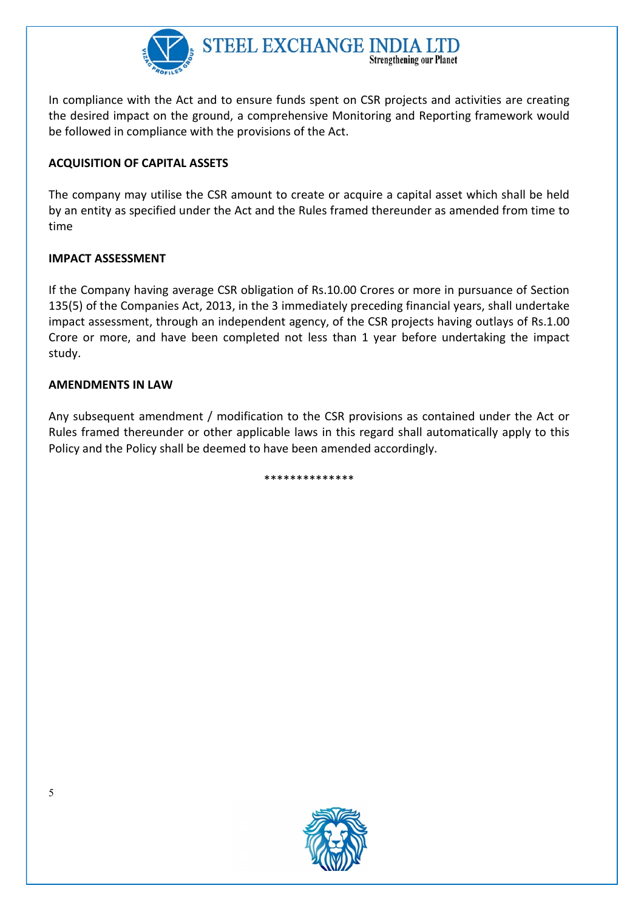In compliance with the Act and to ensure funds spent on CSR projects and activities are creating the desired impact on the ground, a comprehensive Monitoring and Reporting framework would be followed in compliance with the provisions of the Act.

**ACQUISITION OF CAPITAL ASSETS**

The company may utilise the CSR amount to create or acquire a capital asset which shall be held by an entity as specified under the Act and the Rules framed thereunder as amended from time to time

**IMPACT ASSESSMENT**

If the Company having average CSR obligation of Rs.10.00 Crores or more in pursuance of Section 135(5) of the Companies Act, 2013, in the 3 immediately preceding financial years, shall undertake impact assessment, through an independent agency, of the CSR projects having outlays of Rs.1.00 Crore or more, and have been completed not less than 1 year before undertaking the impact study.

**AMENDMENTS IN LAW**

Any subsequent amendment / modification to the CSR provisions as contained under the Act or Rules framed thereunder or other applicable laws in this regard shall automatically apply to this Policy and the Policy shall be deemed to have been amended accordingly.

**************